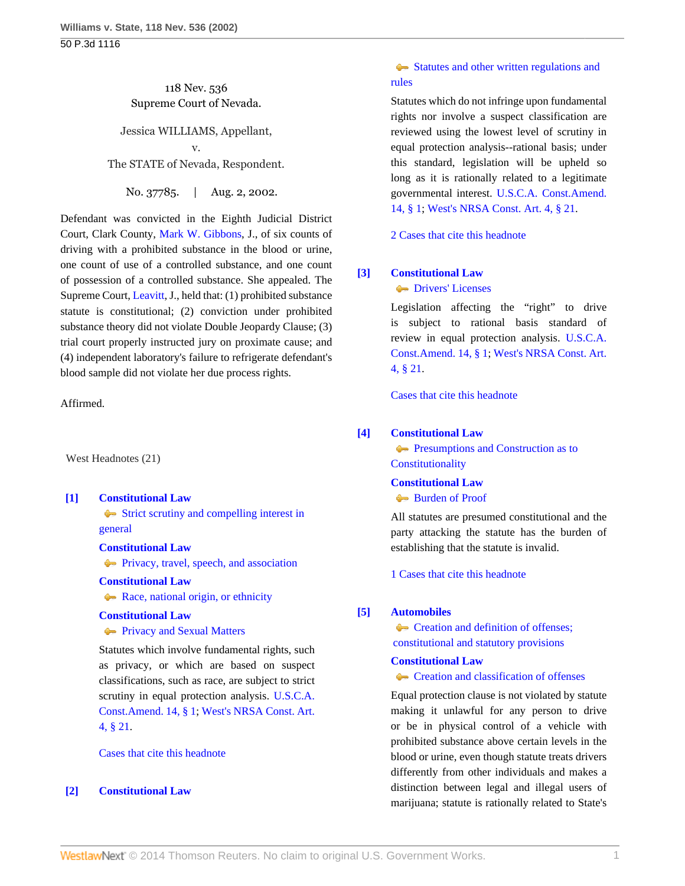118 Nev. 536
Supreme Court of Nevada.

Jessica WILLIAMS, Appellant,
v.
The STATE of Nevada, Respondent.

No. 37785. | Aug. 2, 2002.

Defendant was convicted in the Eighth Judicial District Court, Clark County, Mark W. Gibbons, J., of six counts of driving with a prohibited substance in the blood or urine, one count of use of a controlled substance, and one count of possession of a controlled substance. She appealed. The Supreme Court, Leavitt, J., held that: (1) prohibited substance statute is constitutional; (2) conviction under prohibited substance theory did not violate Double Jeopardy Clause; (3) trial court properly instructed jury on proximate cause; and (4) independent laboratory's failure to refrigerate defendant's blood sample did not violate her due process rights.

Affirmed.

West Headnotes (21)

**[1]** **Constitutional Law**
Strict scrutiny and compelling interest in general
**Constitutional Law**
Privacy, travel, speech, and association
**Constitutional Law**
Race, national origin, or ethnicity
**Constitutional Law**
Privacy and Sexual Matters

Statutes which involve fundamental rights, such as privacy, or which are based on suspect classifications, such as race, are subject to strict scrutiny in equal protection analysis. U.S.C.A. Const.Amend. 14, § 1; West's NRSA Const. Art. 4, § 21.

Cases that cite this headnote

**[2]** **Constitutional Law**
Statutes and other written regulations and rules

Statutes which do not infringe upon fundamental rights nor involve a suspect classification are reviewed using the lowest level of scrutiny in equal protection analysis--rational basis; under this standard, legislation will be upheld so long as it is rationally related to a legitimate governmental interest. U.S.C.A. Const.Amend. 14, § 1; West's NRSA Const. Art. 4, § 21.

2 Cases that cite this headnote

**[3]** **Constitutional Law**
Drivers' Licenses

Legislation affecting the "right" to drive is subject to rational basis standard of review in equal protection analysis. U.S.C.A. Const.Amend. 14, § 1; West's NRSA Const. Art. 4, § 21.

Cases that cite this headnote

**[4]** **Constitutional Law**
Presumptions and Construction as to Constitutionality
**Constitutional Law**
Burden of Proof

All statutes are presumed constitutional and the party attacking the statute has the burden of establishing that the statute is invalid.

1 Cases that cite this headnote

**[5]** **Automobiles**
Creation and definition of offenses; constitutional and statutory provisions
**Constitutional Law**
Creation and classification of offenses

Equal protection clause is not violated by statute making it unlawful for any person to drive or be in physical control of a vehicle with prohibited substance above certain levels in the blood or urine, even though statute treats drivers differently from other individuals and makes a distinction between legal and illegal users of marijuana; statute is rationally related to State's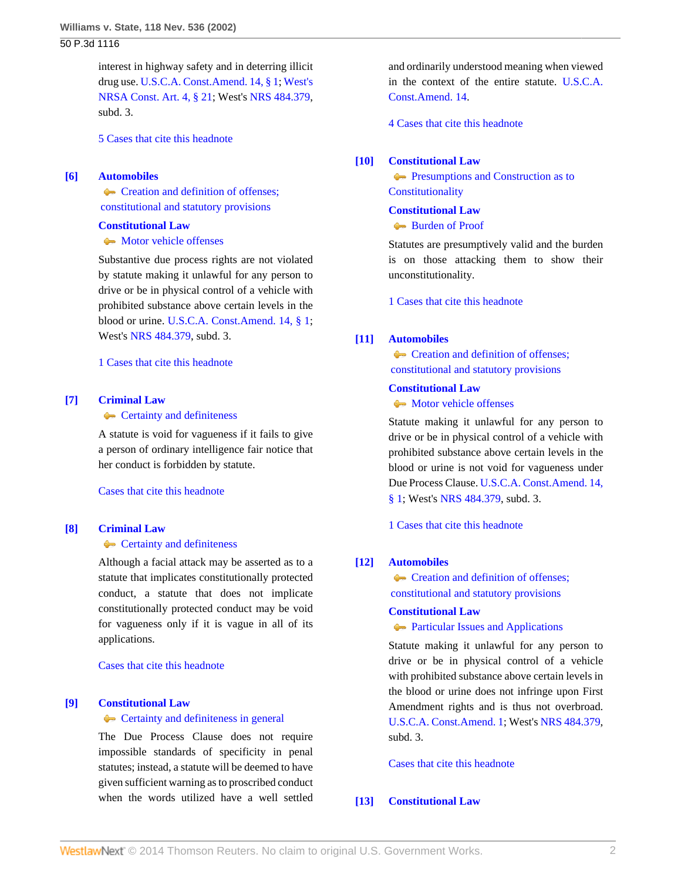interest in highway safety and in deterring illicit drug use. U.S.C.A. Const.Amend. 14, § 1; West's NRSA Const. Art. 4, § 21; West's NRS 484.379, subd. 3.

5 Cases that cite this headnote

**[6]** **Automobiles**
Creation and definition of offenses; constitutional and statutory provisions

**Constitutional Law**
Motor vehicle offenses

Substantive due process rights are not violated by statute making it unlawful for any person to drive or be in physical control of a vehicle with prohibited substance above certain levels in the blood or urine. U.S.C.A. Const.Amend. 14, § 1; West's NRS 484.379, subd. 3.

1 Cases that cite this headnote

**[7]** **Criminal Law**
Certainty and definiteness

A statute is void for vagueness if it fails to give a person of ordinary intelligence fair notice that her conduct is forbidden by statute.

Cases that cite this headnote

**[8]** **Criminal Law**
Certainty and definiteness

Although a facial attack may be asserted as to a statute that implicates constitutionally protected conduct, a statute that does not implicate constitutionally protected conduct may be void for vagueness only if it is vague in all of its applications.

Cases that cite this headnote

**[9]** **Constitutional Law**
Certainty and definiteness in general

The Due Process Clause does not require impossible standards of specificity in penal statutes; instead, a statute will be deemed to have given sufficient warning as to proscribed conduct when the words utilized have a well settled and ordinarily understood meaning when viewed in the context of the entire statute. U.S.C.A. Const.Amend. 14.

4 Cases that cite this headnote

**[10]** **Constitutional Law**
Presumptions and Construction as to Constitutionality

**Constitutional Law**
Burden of Proof

Statutes are presumptively valid and the burden is on those attacking them to show their unconstitutionality.

1 Cases that cite this headnote

**[11]** **Automobiles**
Creation and definition of offenses; constitutional and statutory provisions

**Constitutional Law**
Motor vehicle offenses

Statute making it unlawful for any person to drive or be in physical control of a vehicle with prohibited substance above certain levels in the blood or urine is not void for vagueness under Due Process Clause. U.S.C.A. Const.Amend. 14, § 1; West's NRS 484.379, subd. 3.

1 Cases that cite this headnote

**[12]** **Automobiles**
Creation and definition of offenses; constitutional and statutory provisions

**Constitutional Law**
Particular Issues and Applications

Statute making it unlawful for any person to drive or be in physical control of a vehicle with prohibited substance above certain levels in the blood or urine does not infringe upon First Amendment rights and is thus not overbroad. U.S.C.A. Const.Amend. 1; West's NRS 484.379, subd. 3.

Cases that cite this headnote

**[13]** **Constitutional Law**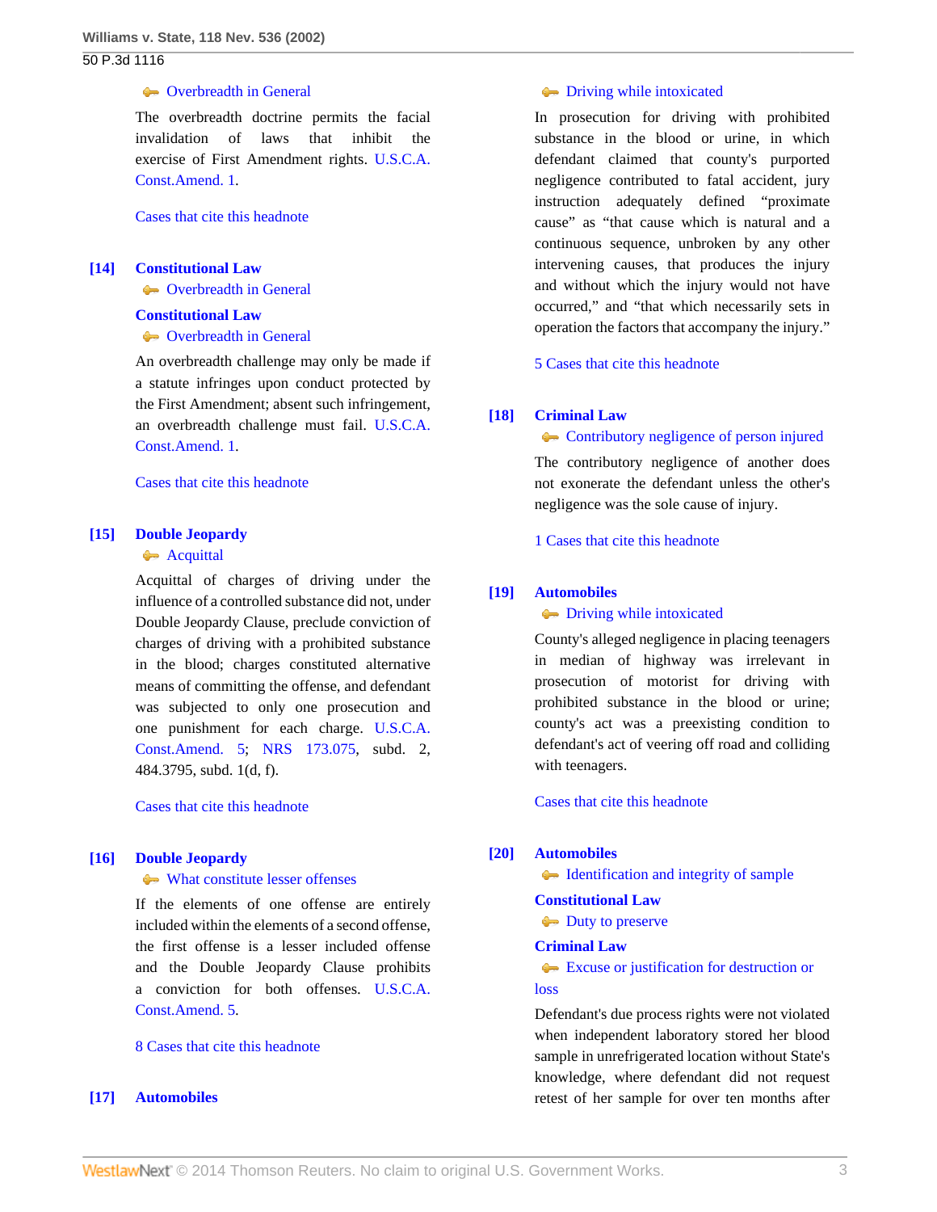Overbreadth in General

The overbreadth doctrine permits the facial invalidation of laws that inhibit the exercise of First Amendment rights. U.S.C.A. Const.Amend. 1.

Cases that cite this headnote

**[14]** **Constitutional Law**
Overbreadth in General
**Constitutional Law**
Overbreadth in General

An overbreadth challenge may only be made if a statute infringes upon conduct protected by the First Amendment; absent such infringement, an overbreadth challenge must fail. U.S.C.A. Const.Amend. 1.

Cases that cite this headnote

**[15]** **Double Jeopardy**
Acquittal

Acquittal of charges of driving under the influence of a controlled substance did not, under Double Jeopardy Clause, preclude conviction of charges of driving with a prohibited substance in the blood; charges constituted alternative means of committing the offense, and defendant was subjected to only one prosecution and one punishment for each charge. U.S.C.A. Const.Amend. 5; NRS 173.075, subd. 2, 484.3795, subd. 1(d, f).

Cases that cite this headnote

**[16]** **Double Jeopardy**
What constitute lesser offenses

If the elements of one offense are entirely included within the elements of a second offense, the first offense is a lesser included offense and the Double Jeopardy Clause prohibits a conviction for both offenses. U.S.C.A. Const.Amend. 5.

8 Cases that cite this headnote

**[17]** **Automobiles**
Driving while intoxicated

In prosecution for driving with prohibited substance in the blood or urine, in which defendant claimed that county's purported negligence contributed to fatal accident, jury instruction adequately defined "proximate cause" as "that cause which is natural and a continuous sequence, unbroken by any other intervening causes, that produces the injury and without which the injury would not have occurred," and "that which necessarily sets in operation the factors that accompany the injury."

5 Cases that cite this headnote

**[18]** **Criminal Law**
Contributory negligence of person injured

The contributory negligence of another does not exonerate the defendant unless the other's negligence was the sole cause of injury.

1 Cases that cite this headnote

**[19]** **Automobiles**
Driving while intoxicated

County's alleged negligence in placing teenagers in median of highway was irrelevant in prosecution of motorist for driving with prohibited substance in the blood or urine; county's act was a preexisting condition to defendant's act of veering off road and colliding with teenagers.

Cases that cite this headnote

**[20]** **Automobiles**
Identification and integrity of sample
**Constitutional Law**
Duty to preserve
**Criminal Law**
Excuse or justification for destruction or loss

Defendant's due process rights were not violated when independent laboratory stored her blood sample in unrefrigerated location without State's knowledge, where defendant did not request retest of her sample for over ten months after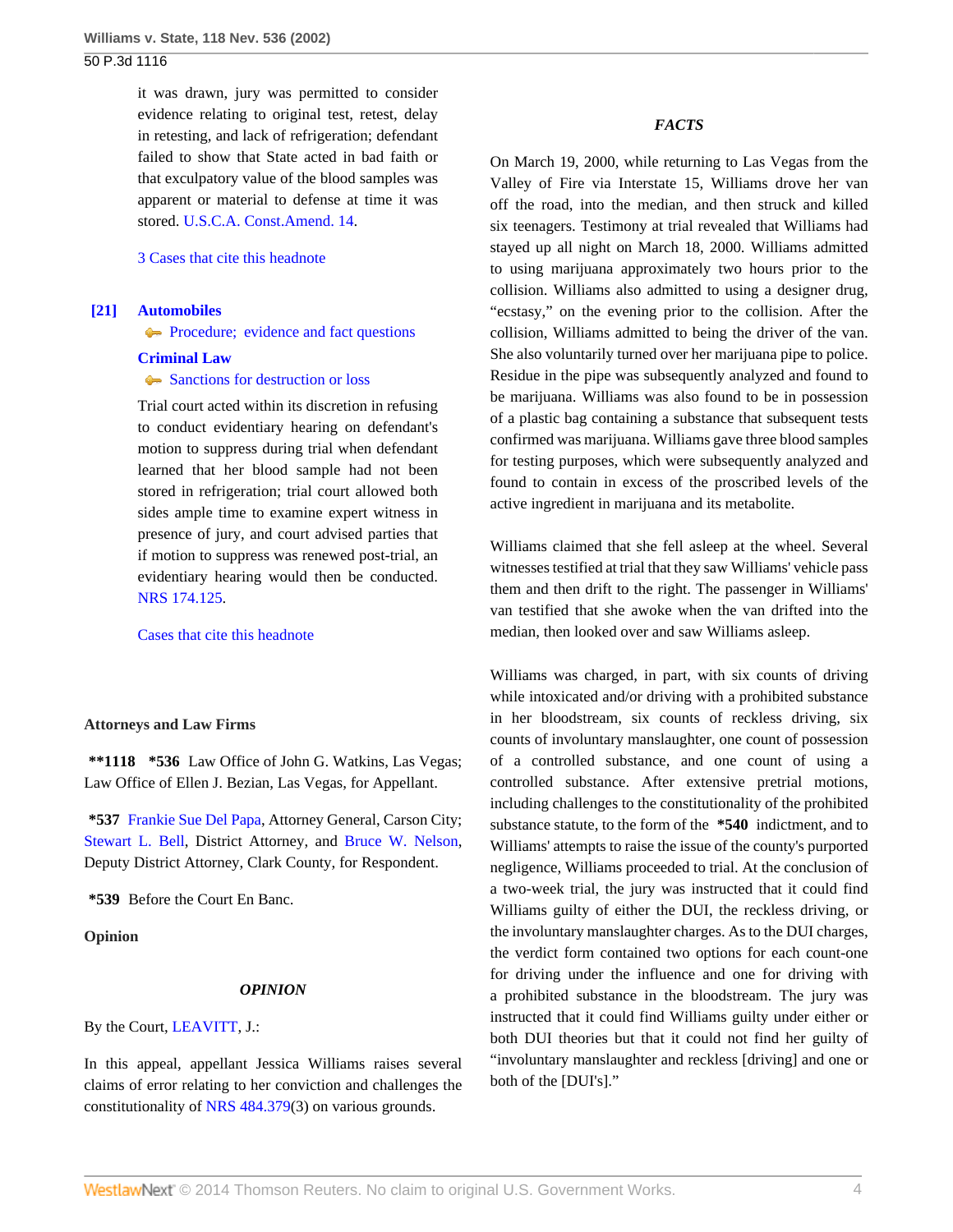it was drawn, jury was permitted to consider evidence relating to original test, retest, delay in retesting, and lack of refrigeration; defendant failed to show that State acted in bad faith or that exculpatory value of the blood samples was apparent or material to defense at time it was stored. U.S.C.A. Const.Amend. 14.

3 Cases that cite this headnote

**[21] Automobiles**
Procedure; evidence and fact questions
**Criminal Law**
Sanctions for destruction or loss

Trial court acted within its discretion in refusing to conduct evidentiary hearing on defendant's motion to suppress during trial when defendant learned that her blood sample had not been stored in refrigeration; trial court allowed both sides ample time to examine expert witness in presence of jury, and court advised parties that if motion to suppress was renewed post-trial, an evidentiary hearing would then be conducted. NRS 174.125.

Cases that cite this headnote

**Attorneys and Law Firms**

**\*\*1118 \*536** Law Office of John G. Watkins, Las Vegas; Law Office of Ellen J. Bezian, Las Vegas, for Appellant.

**\*537** Frankie Sue Del Papa, Attorney General, Carson City; Stewart L. Bell, District Attorney, and Bruce W. Nelson, Deputy District Attorney, Clark County, for Respondent.

**\*539** Before the Court En Banc.

**Opinion**

***OPINION***

By the Court, LEAVITT, J.:

In this appeal, appellant Jessica Williams raises several claims of error relating to her conviction and challenges the constitutionality of NRS 484.379(3) on various grounds.

***FACTS***

On March 19, 2000, while returning to Las Vegas from the Valley of Fire via Interstate 15, Williams drove her van off the road, into the median, and then struck and killed six teenagers. Testimony at trial revealed that Williams had stayed up all night on March 18, 2000. Williams admitted to using marijuana approximately two hours prior to the collision. Williams also admitted to using a designer drug, "ecstasy," on the evening prior to the collision. After the collision, Williams admitted to being the driver of the van. She also voluntarily turned over her marijuana pipe to police. Residue in the pipe was subsequently analyzed and found to be marijuana. Williams was also found to be in possession of a plastic bag containing a substance that subsequent tests confirmed was marijuana. Williams gave three blood samples for testing purposes, which were subsequently analyzed and found to contain in excess of the proscribed levels of the active ingredient in marijuana and its metabolite.

Williams claimed that she fell asleep at the wheel. Several witnesses testified at trial that they saw Williams' vehicle pass them and then drift to the right. The passenger in Williams' van testified that she awoke when the van drifted into the median, then looked over and saw Williams asleep.

Williams was charged, in part, with six counts of driving while intoxicated and/or driving with a prohibited substance in her bloodstream, six counts of reckless driving, six counts of involuntary manslaughter, one count of possession of a controlled substance, and one count of using a controlled substance. After extensive pretrial motions, including challenges to the constitutionality of the prohibited substance statute, to the form of the **\*540** indictment, and to Williams' attempts to raise the issue of the county's purported negligence, Williams proceeded to trial. At the conclusion of a two-week trial, the jury was instructed that it could find Williams guilty of either the DUI, the reckless driving, or the involuntary manslaughter charges. As to the DUI charges, the verdict form contained two options for each count-one for driving under the influence and one for driving with a prohibited substance in the bloodstream. The jury was instructed that it could find Williams guilty under either or both DUI theories but that it could not find her guilty of "involuntary manslaughter and reckless [driving] and one or both of the [DUI's]."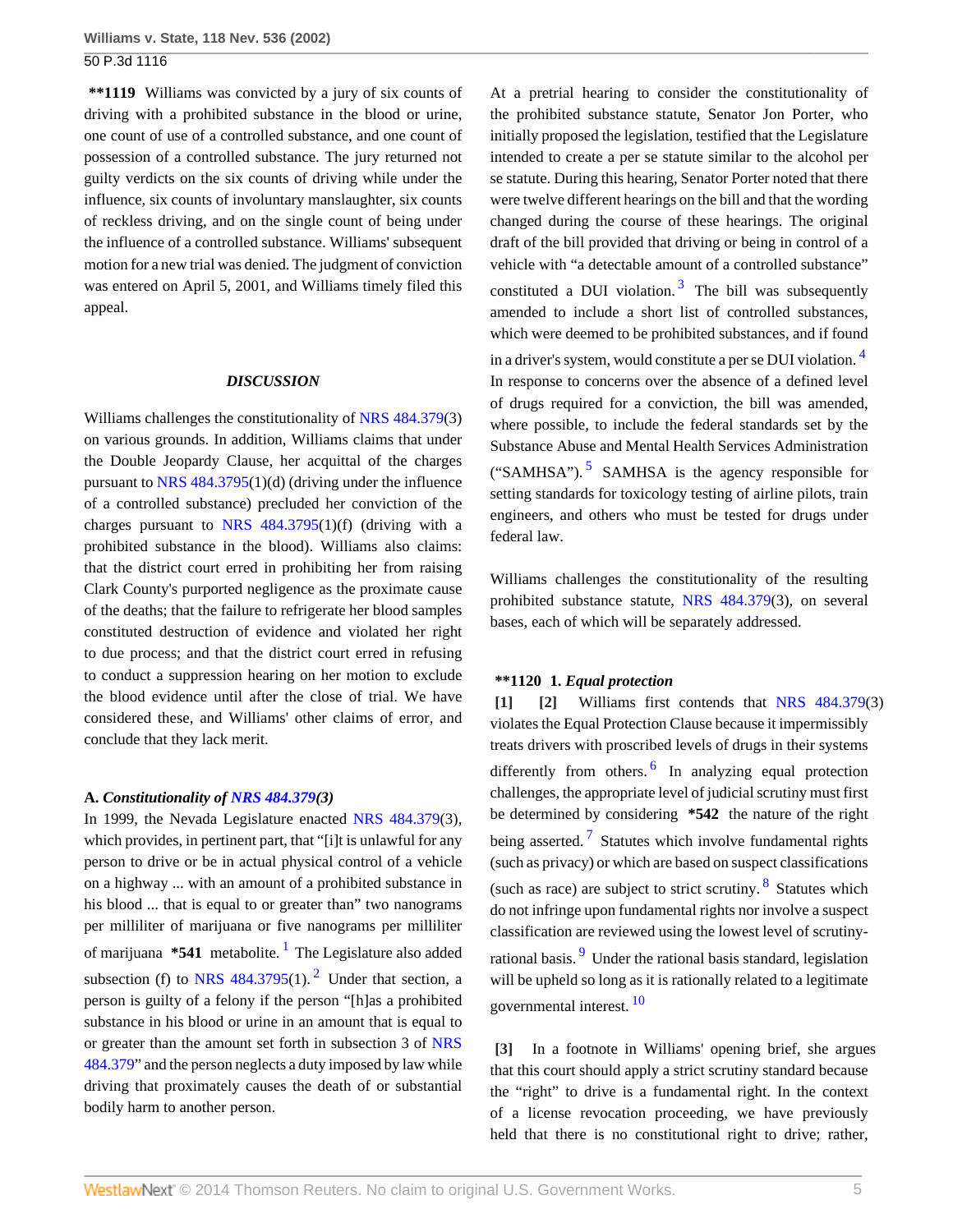**\*\*1119** Williams was convicted by a jury of six counts of driving with a prohibited substance in the blood or urine, one count of use of a controlled substance, and one count of possession of a controlled substance. The jury returned not guilty verdicts on the six counts of driving while under the influence, six counts of involuntary manslaughter, six counts of reckless driving, and on the single count of being under the influence of a controlled substance. Williams' subsequent motion for a new trial was denied. The judgment of conviction was entered on April 5, 2001, and Williams timely filed this appeal.

### *DISCUSSION*

Williams challenges the constitutionality of NRS 484.379(3) on various grounds. In addition, Williams claims that under the Double Jeopardy Clause, her acquittal of the charges pursuant to NRS 484.3795(1)(d) (driving under the influence of a controlled substance) precluded her conviction of the charges pursuant to NRS 484.3795(1)(f) (driving with a prohibited substance in the blood). Williams also claims: that the district court erred in prohibiting her from raising Clark County's purported negligence as the proximate cause of the deaths; that the failure to refrigerate her blood samples constituted destruction of evidence and violated her right to due process; and that the district court erred in refusing to conduct a suppression hearing on her motion to exclude the blood evidence until after the close of trial. We have considered these, and Williams' other claims of error, and conclude that they lack merit.

#### A. *Constitutionality of NRS 484.379(3)*

In 1999, the Nevada Legislature enacted NRS 484.379(3), which provides, in pertinent part, that "[i]t is unlawful for any person to drive or be in actual physical control of a vehicle on a highway ... with an amount of a prohibited substance in his blood ... that is equal to or greater than" two nanograms per milliliter of marijuana or five nanograms per milliliter of marijuana **\*541** metabolite. [1] The Legislature also added subsection (f) to NRS 484.3795(1). [2] Under that section, a person is guilty of a felony if the person "[h]as a prohibited substance in his blood or urine in an amount that is equal to or greater than the amount set forth in subsection 3 of NRS 484.379" and the person neglects a duty imposed by law while driving that proximately causes the death of or substantial bodily harm to another person.

At a pretrial hearing to consider the constitutionality of the prohibited substance statute, Senator Jon Porter, who initially proposed the legislation, testified that the Legislature intended to create a per se statute similar to the alcohol per se statute. During this hearing, Senator Porter noted that there were twelve different hearings on the bill and that the wording changed during the course of these hearings. The original draft of the bill provided that driving or being in control of a vehicle with "a detectable amount of a controlled substance" constituted a DUI violation. [3] The bill was subsequently amended to include a short list of controlled substances, which were deemed to be prohibited substances, and if found in a driver's system, would constitute a per se DUI violation. [4] In response to concerns over the absence of a defined level of drugs required for a conviction, the bill was amended, where possible, to include the federal standards set by the Substance Abuse and Mental Health Services Administration ("SAMHSA"). [5] SAMHSA is the agency responsible for setting standards for toxicology testing of airline pilots, train engineers, and others who must be tested for drugs under federal law.

Williams challenges the constitutionality of the resulting prohibited substance statute, NRS 484.379(3), on several bases, each of which will be separately addressed.

**\*\*1120 1. *Equal protection***

**[1]** **[2]** Williams first contends that NRS 484.379(3) violates the Equal Protection Clause because it impermissibly treats drivers with proscribed levels of drugs in their systems differently from others. [6] In analyzing equal protection challenges, the appropriate level of judicial scrutiny must first be determined by considering **\*542** the nature of the right being asserted. [7] Statutes which involve fundamental rights (such as privacy) or which are based on suspect classifications (such as race) are subject to strict scrutiny. [8] Statutes which do not infringe upon fundamental rights nor involve a suspect classification are reviewed using the lowest level of scrutiny-rational basis. [9] Under the rational basis standard, legislation will be upheld so long as it is rationally related to a legitimate governmental interest. [10]

**[3]** In a footnote in Williams' opening brief, she argues that this court should apply a strict scrutiny standard because the "right" to drive is a fundamental right. In the context of a license revocation proceeding, we have previously held that there is no constitutional right to drive; rather,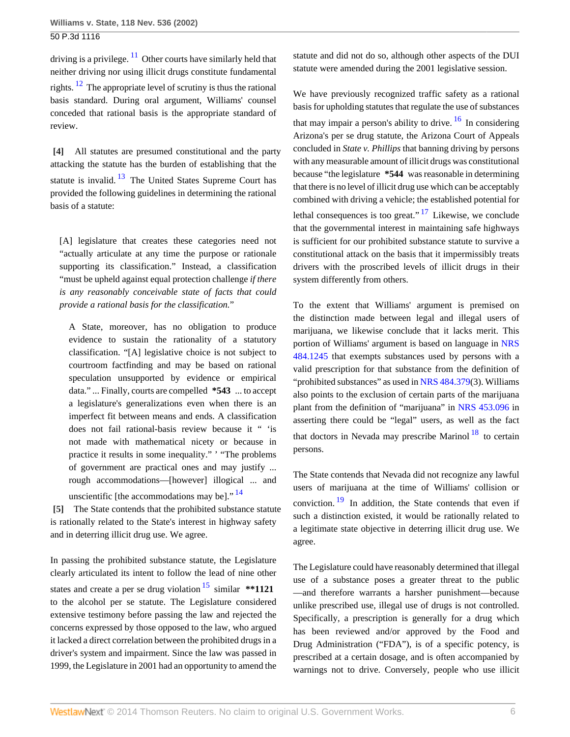driving is a privilege. [11] Other courts have similarly held that neither driving nor using illicit drugs constitute fundamental rights. [12] The appropriate level of scrutiny is thus the rational basis standard. During oral argument, Williams' counsel conceded that rational basis is the appropriate standard of review.

**[4]** All statutes are presumed constitutional and the party attacking the statute has the burden of establishing that the statute is invalid. [13] The United States Supreme Court has provided the following guidelines in determining the rational basis of a statute:

> [A] legislature that creates these categories need not "actually articulate at any time the purpose or rationale supporting its classification." Instead, a classification "must be upheld against equal protection challenge *if there is any reasonably conceivable state of facts that could provide a rational basis for the classification.*"
>
> A State, moreover, has no obligation to produce evidence to sustain the rationality of a statutory classification. "[A] legislative choice is not subject to courtroom factfinding and may be based on rational speculation unsupported by evidence or empirical data." ... Finally, courts are compelled **\*543** ... to accept a legislature's generalizations even when there is an imperfect fit between means and ends. A classification does not fail rational-basis review because it " 'is not made with mathematical nicety or because in practice it results in some inequality.' " "The problems of government are practical ones and may justify ... rough accommodations—[however] illogical ... and unscientific [the accommodations may be]." [14]

**[5]** The State contends that the prohibited substance statute is rationally related to the State's interest in highway safety and in deterring illicit drug use. We agree.

In passing the prohibited substance statute, the Legislature clearly articulated its intent to follow the lead of nine other states and create a per se drug violation [15] similar **\*\*1121** to the alcohol per se statute. The Legislature considered extensive testimony before passing the law and rejected the concerns expressed by those opposed to the law, who argued it lacked a direct correlation between the prohibited drugs in a driver's system and impairment. Since the law was passed in 1999, the Legislature in 2001 had an opportunity to amend the statute and did not do so, although other aspects of the DUI statute were amended during the 2001 legislative session.

We have previously recognized traffic safety as a rational basis for upholding statutes that regulate the use of substances that may impair a person's ability to drive. [16] In considering Arizona's per se drug statute, the Arizona Court of Appeals concluded in *State v. Phillips* that banning driving by persons with any measurable amount of illicit drugs was constitutional because "the legislature **\*544** was reasonable in determining that there is no level of illicit drug use which can be acceptably combined with driving a vehicle; the established potential for lethal consequences is too great." [17] Likewise, we conclude that the governmental interest in maintaining safe highways is sufficient for our prohibited substance statute to survive a constitutional attack on the basis that it impermissibly treats drivers with the proscribed levels of illicit drugs in their system differently from others.

To the extent that Williams' argument is premised on the distinction made between legal and illegal users of marijuana, we likewise conclude that it lacks merit. This portion of Williams' argument is based on language in NRS 484.1245 that exempts substances used by persons with a valid prescription for that substance from the definition of "prohibited substances" as used in NRS 484.379(3). Williams also points to the exclusion of certain parts of the marijuana plant from the definition of "marijuana" in NRS 453.096 in asserting there could be "legal" users, as well as the fact that doctors in Nevada may prescribe Marinol [18] to certain persons.

The State contends that Nevada did not recognize any lawful users of marijuana at the time of Williams' collision or conviction. [19] In addition, the State contends that even if such a distinction existed, it would be rationally related to a legitimate state objective in deterring illicit drug use. We agree.

The Legislature could have reasonably determined that illegal use of a substance poses a greater threat to the public—and therefore warrants a harsher punishment—because unlike prescribed use, illegal use of drugs is not controlled. Specifically, a prescription is generally for a drug which has been reviewed and/or approved by the Food and Drug Administration ("FDA"), is of a specific potency, is prescribed at a certain dosage, and is often accompanied by warnings not to drive. Conversely, people who use illicit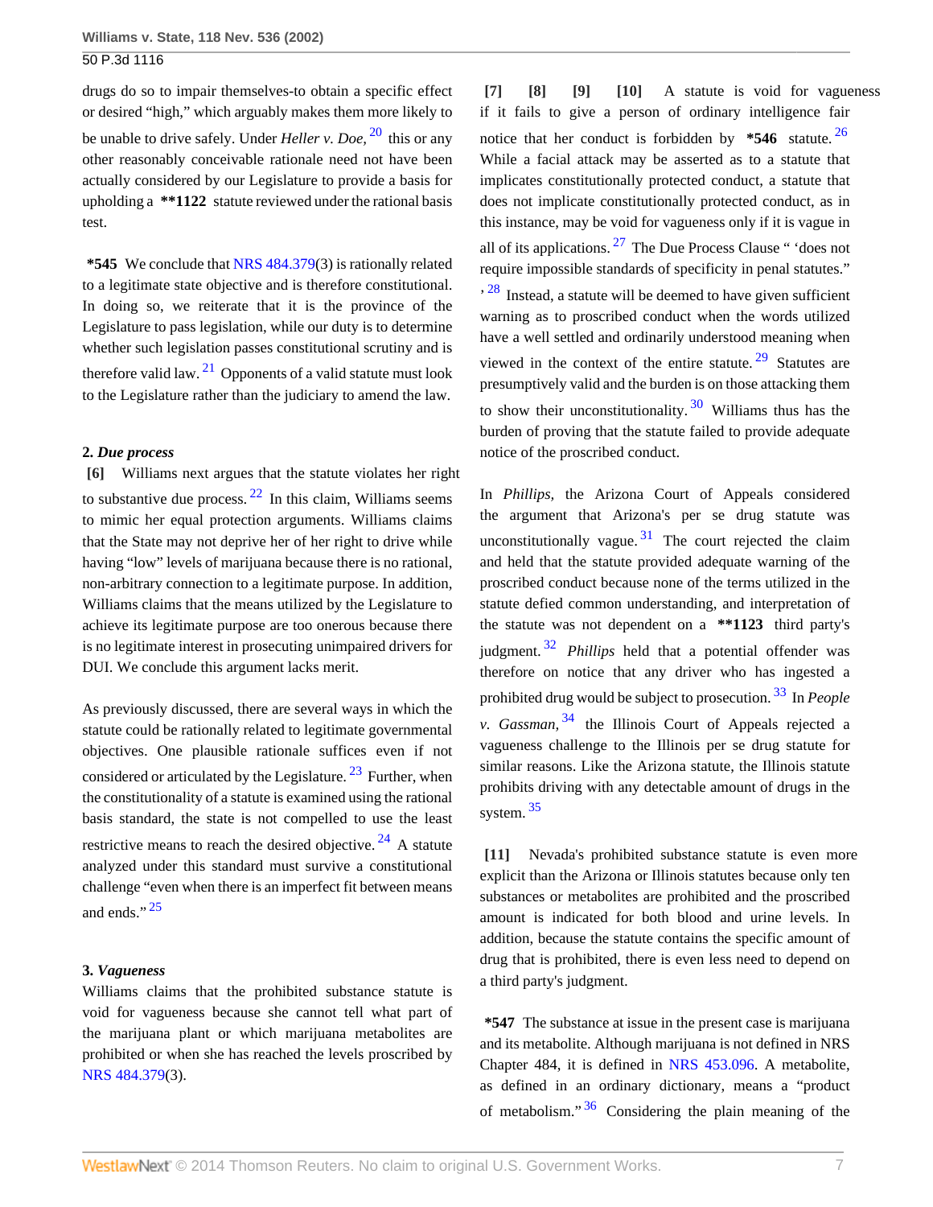drugs do so to impair themselves-to obtain a specific effect or desired "high," which arguably makes them more likely to be unable to drive safely. Under *Heller v. Doe,* [20] this or any other reasonably conceivable rationale need not have been actually considered by our Legislature to provide a basis for upholding a **\*\*1122** statute reviewed under the rational basis test.

**\*545** We conclude that NRS 484.379(3) is rationally related to a legitimate state objective and is therefore constitutional. In doing so, we reiterate that it is the province of the Legislature to pass legislation, while our duty is to determine whether such legislation passes constitutional scrutiny and is therefore valid law. [21] Opponents of a valid statute must look to the Legislature rather than the judiciary to amend the law.

**2.** ***Due process***

**[6]** Williams next argues that the statute violates her right to substantive due process. [22] In this claim, Williams seems to mimic her equal protection arguments. Williams claims that the State may not deprive her of her right to drive while having "low" levels of marijuana because there is no rational, non-arbitrary connection to a legitimate purpose. In addition, Williams claims that the means utilized by the Legislature to achieve its legitimate purpose are too onerous because there is no legitimate interest in prosecuting unimpaired drivers for DUI. We conclude this argument lacks merit.

As previously discussed, there are several ways in which the statute could be rationally related to legitimate governmental objectives. One plausible rationale suffices even if not considered or articulated by the Legislature. [23] Further, when the constitutionality of a statute is examined using the rational basis standard, the state is not compelled to use the least restrictive means to reach the desired objective. [24] A statute analyzed under this standard must survive a constitutional challenge "even when there is an imperfect fit between means and ends." [25]

**3.** ***Vagueness***

Williams claims that the prohibited substance statute is void for vagueness because she cannot tell what part of the marijuana plant or which marijuana metabolites are prohibited or when she has reached the levels proscribed by NRS 484.379(3).

**[7]** **[8]** **[9]** **[10]** A statute is void for vagueness if it fails to give a person of ordinary intelligence fair notice that her conduct is forbidden by **\*546** statute. [26] While a facial attack may be asserted as to a statute that implicates constitutionally protected conduct, a statute that does not implicate constitutionally protected conduct, as in this instance, may be void for vagueness only if it is vague in all of its applications. [27] The Due Process Clause " 'does not require impossible standards of specificity in penal statutes.' " [28] Instead, a statute will be deemed to have given sufficient warning as to proscribed conduct when the words utilized have a well settled and ordinarily understood meaning when viewed in the context of the entire statute. [29] Statutes are presumptively valid and the burden is on those attacking them to show their unconstitutionality. [30] Williams thus has the burden of proving that the statute failed to provide adequate notice of the proscribed conduct.

In *Phillips,* the Arizona Court of Appeals considered the argument that Arizona's per se drug statute was unconstitutionally vague. [31] The court rejected the claim and held that the statute provided adequate warning of the proscribed conduct because none of the terms utilized in the statute defied common understanding, and interpretation of the statute was not dependent on a **\*\*1123** third party's judgment. [32] *Phillips* held that a potential offender was therefore on notice that any driver who has ingested a prohibited drug would be subject to prosecution. [33] In *People v. Gassman,* [34] the Illinois Court of Appeals rejected a vagueness challenge to the Illinois per se drug statute for similar reasons. Like the Arizona statute, the Illinois statute prohibits driving with any detectable amount of drugs in the system. [35]

**[11]** Nevada's prohibited substance statute is even more explicit than the Arizona or Illinois statutes because only ten substances or metabolites are prohibited and the proscribed amount is indicated for both blood and urine levels. In addition, because the statute contains the specific amount of drug that is prohibited, there is even less need to depend on a third party's judgment.

**\*547** The substance at issue in the present case is marijuana and its metabolite. Although marijuana is not defined in NRS Chapter 484, it is defined in NRS 453.096. A metabolite, as defined in an ordinary dictionary, means a "product of metabolism." [36] Considering the plain meaning of the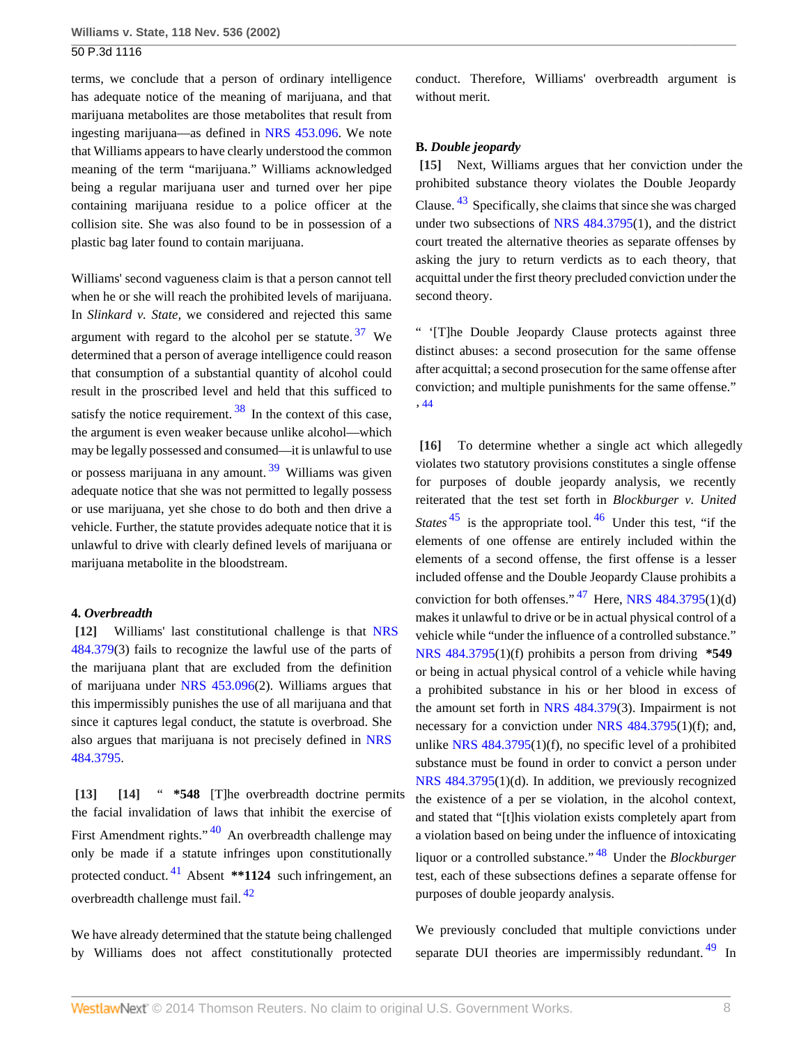terms, we conclude that a person of ordinary intelligence has adequate notice of the meaning of marijuana, and that marijuana metabolites are those metabolites that result from ingesting marijuana—as defined in NRS 453.096. We note that Williams appears to have clearly understood the common meaning of the term "marijuana." Williams acknowledged being a regular marijuana user and turned over her pipe containing marijuana residue to a police officer at the collision site. She was also found to be in possession of a plastic bag later found to contain marijuana.

Williams' second vagueness claim is that a person cannot tell when he or she will reach the prohibited levels of marijuana. In *Slinkard v. State,* we considered and rejected this same argument with regard to the alcohol per se statute. [37] We determined that a person of average intelligence could reason that consumption of a substantial quantity of alcohol could result in the proscribed level and held that this sufficed to satisfy the notice requirement. [38] In the context of this case, the argument is even weaker because unlike alcohol—which may be legally possessed and consumed—it is unlawful to use or possess marijuana in any amount. [39] Williams was given adequate notice that she was not permitted to legally possess or use marijuana, yet she chose to do both and then drive a vehicle. Further, the statute provides adequate notice that it is unlawful to drive with clearly defined levels of marijuana or marijuana metabolite in the bloodstream.

#### 4. *Overbreadth*

**[12]** Williams' last constitutional challenge is that NRS 484.379(3) fails to recognize the lawful use of the parts of the marijuana plant that are excluded from the definition of marijuana under NRS 453.096(2). Williams argues that this impermissibly punishes the use of all marijuana and that since it captures legal conduct, the statute is overbroad. She also argues that marijuana is not precisely defined in NRS 484.3795.

**[13]** **[14]** " **\*548** [T]he overbreadth doctrine permits the facial invalidation of laws that inhibit the exercise of First Amendment rights." [40] An overbreadth challenge may only be made if a statute infringes upon constitutionally protected conduct. [41] Absent **\*\*1124** such infringement, an overbreadth challenge must fail. [42]

We have already determined that the statute being challenged by Williams does not affect constitutionally protected conduct. Therefore, Williams' overbreadth argument is without merit.

### B. *Double jeopardy*

**[15]** Next, Williams argues that her conviction under the prohibited substance theory violates the Double Jeopardy Clause. [43] Specifically, she claims that since she was charged under two subsections of NRS 484.3795(1), and the district court treated the alternative theories as separate offenses by asking the jury to return verdicts as to each theory, that acquittal under the first theory precluded conviction under the second theory.

" '[T]he Double Jeopardy Clause protects against three distinct abuses: a second prosecution for the same offense after acquittal; a second prosecution for the same offense after conviction; and multiple punishments for the same offense." ' [44]

**[16]** To determine whether a single act which allegedly violates two statutory provisions constitutes a single offense for purposes of double jeopardy analysis, we recently reiterated that the test set forth in *Blockburger v. United States* [45] is the appropriate tool. [46] Under this test, "if the elements of one offense are entirely included within the elements of a second offense, the first offense is a lesser included offense and the Double Jeopardy Clause prohibits a conviction for both offenses." [47] Here, NRS 484.3795(1)(d) makes it unlawful to drive or be in actual physical control of a vehicle while "under the influence of a controlled substance." NRS 484.3795(1)(f) prohibits a person from driving **\*549** or being in actual physical control of a vehicle while having a prohibited substance in his or her blood in excess of the amount set forth in NRS 484.379(3). Impairment is not necessary for a conviction under NRS 484.3795(1)(f); and, unlike NRS 484.3795(1)(f), no specific level of a prohibited substance must be found in order to convict a person under NRS 484.3795(1)(d). In addition, we previously recognized the existence of a per se violation, in the alcohol context, and stated that "[t]his violation exists completely apart from a violation based on being under the influence of intoxicating liquor or a controlled substance." [48] Under the *Blockburger* test, each of these subsections defines a separate offense for purposes of double jeopardy analysis.

We previously concluded that multiple convictions under separate DUI theories are impermissibly redundant. [49] In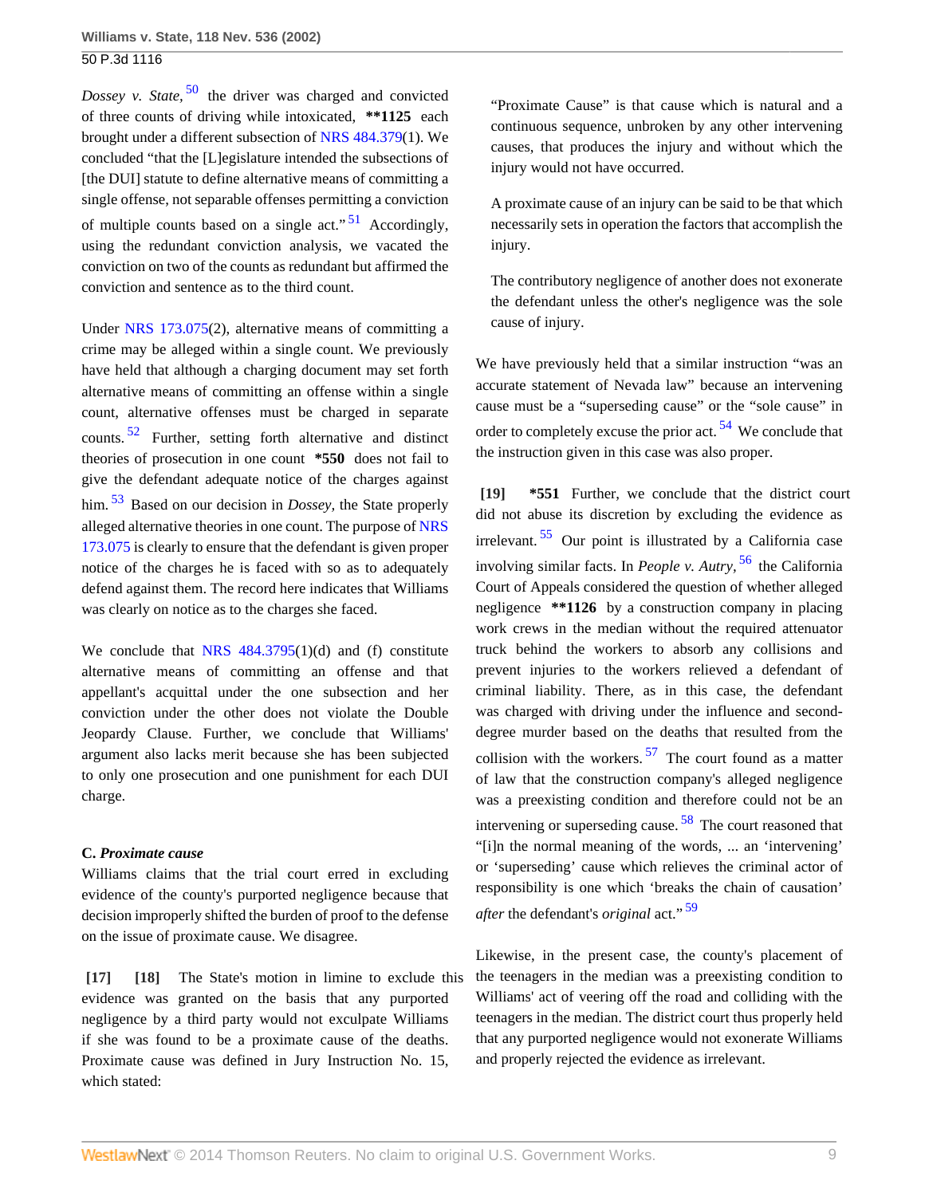*Dossey v. State,* [50] the driver was charged and convicted of three counts of driving while intoxicated, **\*\*1125** each brought under a different subsection of NRS 484.379(1). We concluded "that the [L]egislature intended the subsections of [the DUI] statute to define alternative means of committing a single offense, not separable offenses permitting a conviction of multiple counts based on a single act." [51] Accordingly, using the redundant conviction analysis, we vacated the conviction on two of the counts as redundant but affirmed the conviction and sentence as to the third count.

Under NRS 173.075(2), alternative means of committing a crime may be alleged within a single count. We previously have held that although a charging document may set forth alternative means of committing an offense within a single count, alternative offenses must be charged in separate counts. [52] Further, setting forth alternative and distinct theories of prosecution in one count **\*550** does not fail to give the defendant adequate notice of the charges against him. [53] Based on our decision in *Dossey*, the State properly alleged alternative theories in one count. The purpose of NRS 173.075 is clearly to ensure that the defendant is given proper notice of the charges he is faced with so as to adequately defend against them. The record here indicates that Williams was clearly on notice as to the charges she faced.

We conclude that NRS 484.3795(1)(d) and (f) constitute alternative means of committing an offense and that appellant's acquittal under the one subsection and her conviction under the other does not violate the Double Jeopardy Clause. Further, we conclude that Williams' argument also lacks merit because she has been subjected to only one prosecution and one punishment for each DUI charge.

### C. *Proximate cause*

Williams claims that the trial court erred in excluding evidence of the county's purported negligence because that decision improperly shifted the burden of proof to the defense on the issue of proximate cause. We disagree.

**[17] [18]** The State's motion in limine to exclude this evidence was granted on the basis that any purported negligence by a third party would not exculpate Williams if she was found to be a proximate cause of the deaths. Proximate cause was defined in Jury Instruction No. 15, which stated:

> "Proximate Cause" is that cause which is natural and a continuous sequence, unbroken by any other intervening causes, that produces the injury and without which the injury would not have occurred.
>
> A proximate cause of an injury can be said to be that which necessarily sets in operation the factors that accomplish the injury.
>
> The contributory negligence of another does not exonerate the defendant unless the other's negligence was the sole cause of injury.

We have previously held that a similar instruction "was an accurate statement of Nevada law" because an intervening cause must be a "superseding cause" or the "sole cause" in order to completely excuse the prior act. [54] We conclude that the instruction given in this case was also proper.

**[19]** **\*551** Further, we conclude that the district court did not abuse its discretion by excluding the evidence as irrelevant. [55] Our point is illustrated by a California case involving similar facts. In *People v. Autry,* [56] the California Court of Appeals considered the question of whether alleged negligence **\*\*1126** by a construction company in placing work crews in the median without the required attenuator truck behind the workers to absorb any collisions and prevent injuries to the workers relieved a defendant of criminal liability. There, as in this case, the defendant was charged with driving under the influence and second-degree murder based on the deaths that resulted from the collision with the workers. [57] The court found as a matter of law that the construction company's alleged negligence was a preexisting condition and therefore could not be an intervening or superseding cause. [58] The court reasoned that "[i]n the normal meaning of the words, ... an 'intervening' or 'superseding' cause which relieves the criminal actor of responsibility is one which 'breaks the chain of causation' *after* the defendant's *original* act." [59]

Likewise, in the present case, the county's placement of the teenagers in the median was a preexisting condition to Williams' act of veering off the road and colliding with the teenagers in the median. The district court thus properly held that any purported negligence would not exonerate Williams and properly rejected the evidence as irrelevant.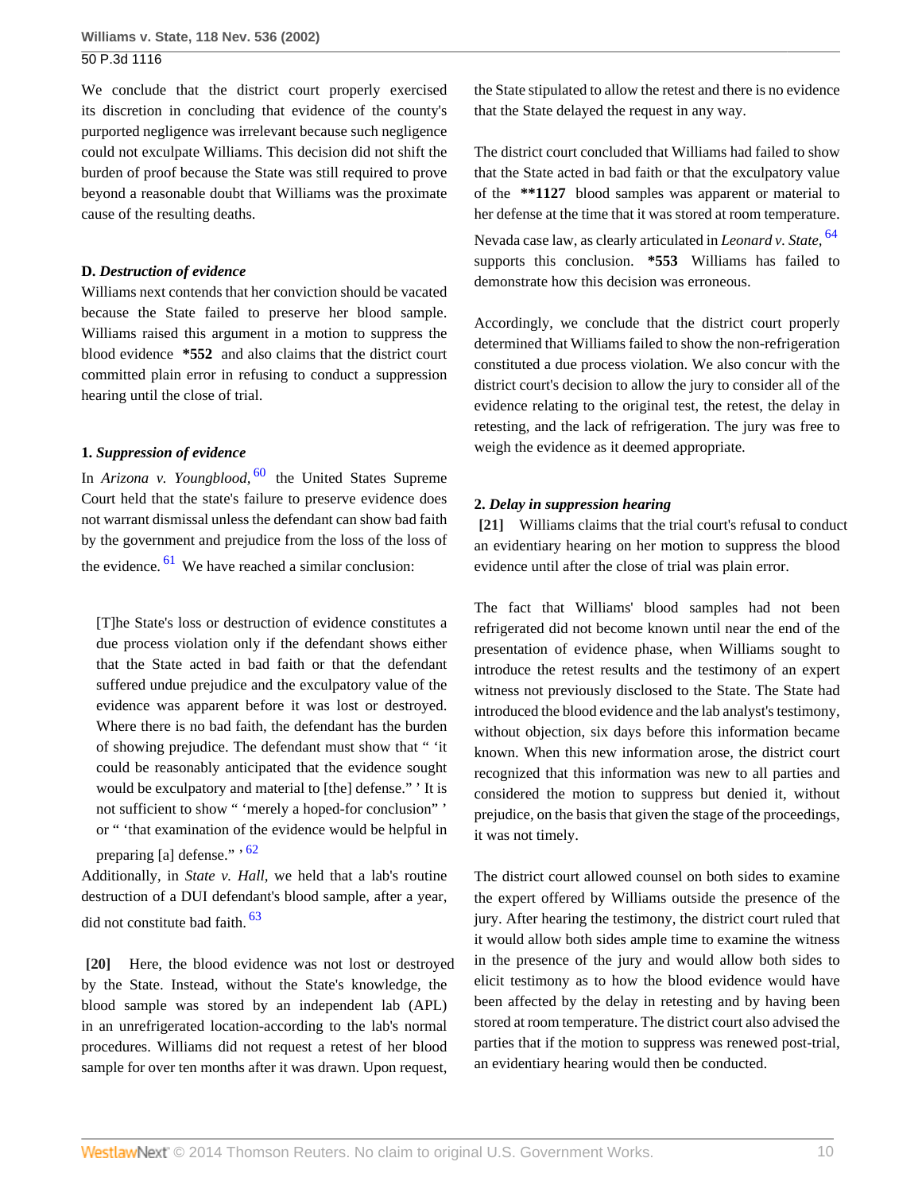We conclude that the district court properly exercised its discretion in concluding that evidence of the county's purported negligence was irrelevant because such negligence could not exculpate Williams. This decision did not shift the burden of proof because the State was still required to prove beyond a reasonable doubt that Williams was the proximate cause of the resulting deaths.

**D. *Destruction of evidence***

Williams next contends that her conviction should be vacated because the State failed to preserve her blood sample. Williams raised this argument in a motion to suppress the blood evidence **\*552** and also claims that the district court committed plain error in refusing to conduct a suppression hearing until the close of trial.

**1. *Suppression of evidence***

In *Arizona v. Youngblood,*[60] the United States Supreme Court held that the state's failure to preserve evidence does not warrant dismissal unless the defendant can show bad faith by the government and prejudice from the loss of the loss of the evidence.[61] We have reached a similar conclusion:

> [T]he State's loss or destruction of evidence constitutes a due process violation only if the defendant shows either that the State acted in bad faith or that the defendant suffered undue prejudice and the exculpatory value of the evidence was apparent before it was lost or destroyed. Where there is no bad faith, the defendant has the burden of showing prejudice. The defendant must show that " 'it could be reasonably anticipated that the evidence sought would be exculpatory and material to [the] defense." ' It is not sufficient to show " 'merely a hoped-for conclusion" ' or " 'that examination of the evidence would be helpful in preparing [a] defense." '[62]

Additionally, in *State v. Hall,* we held that a lab's routine destruction of a DUI defendant's blood sample, after a year, did not constitute bad faith.[63]

**[20]** Here, the blood evidence was not lost or destroyed by the State. Instead, without the State's knowledge, the blood sample was stored by an independent lab (APL) in an unrefrigerated location-according to the lab's normal procedures. Williams did not request a retest of her blood sample for over ten months after it was drawn. Upon request, the State stipulated to allow the retest and there is no evidence that the State delayed the request in any way.

The district court concluded that Williams had failed to show that the State acted in bad faith or that the exculpatory value of the **\*\*1127** blood samples was apparent or material to her defense at the time that it was stored at room temperature. Nevada case law, as clearly articulated in *Leonard v. State,*[64] supports this conclusion. **\*553** Williams has failed to demonstrate how this decision was erroneous.

Accordingly, we conclude that the district court properly determined that Williams failed to show the non-refrigeration constituted a due process violation. We also concur with the district court's decision to allow the jury to consider all of the evidence relating to the original test, the retest, the delay in retesting, and the lack of refrigeration. The jury was free to weigh the evidence as it deemed appropriate.

**2. *Delay in suppression hearing***

**[21]** Williams claims that the trial court's refusal to conduct an evidentiary hearing on her motion to suppress the blood evidence until after the close of trial was plain error.

The fact that Williams' blood samples had not been refrigerated did not become known until near the end of the presentation of evidence phase, when Williams sought to introduce the retest results and the testimony of an expert witness not previously disclosed to the State. The State had introduced the blood evidence and the lab analyst's testimony, without objection, six days before this information became known. When this new information arose, the district court recognized that this information was new to all parties and considered the motion to suppress but denied it, without prejudice, on the basis that given the stage of the proceedings, it was not timely.

The district court allowed counsel on both sides to examine the expert offered by Williams outside the presence of the jury. After hearing the testimony, the district court ruled that it would allow both sides ample time to examine the witness in the presence of the jury and would allow both sides to elicit testimony as to how the blood evidence would have been affected by the delay in retesting and by having been stored at room temperature. The district court also advised the parties that if the motion to suppress was renewed post-trial, an evidentiary hearing would then be conducted.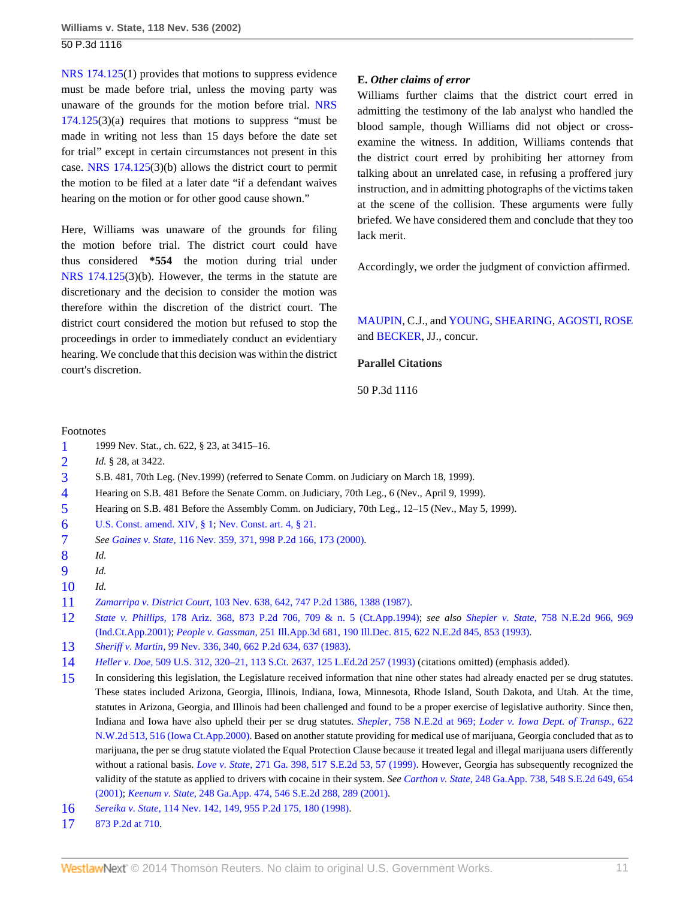NRS 174.125(1) provides that motions to suppress evidence must be made before trial, unless the moving party was unaware of the grounds for the motion before trial. NRS 174.125(3)(a) requires that motions to suppress "must be made in writing not less than 15 days before the date set for trial" except in certain circumstances not present in this case. NRS 174.125(3)(b) allows the district court to permit the motion to be filed at a later date "if a defendant waives hearing on the motion or for other good cause shown."

Here, Williams was unaware of the grounds for filing the motion before trial. The district court could have thus considered **\*554** the motion during trial under NRS 174.125(3)(b). However, the terms in the statute are discretionary and the decision to consider the motion was therefore within the discretion of the district court. The district court considered the motion but refused to stop the proceedings in order to immediately conduct an evidentiary hearing. We conclude that this decision was within the district court's discretion.

**E.** ***Other claims of error***

Williams further claims that the district court erred in admitting the testimony of the lab analyst who handled the blood sample, though Williams did not object or cross-examine the witness. In addition, Williams contends that the district court erred by prohibiting her attorney from talking about an unrelated case, in refusing a proffered jury instruction, and in admitting photographs of the victims taken at the scene of the collision. These arguments were fully briefed. We have considered them and conclude that they too lack merit.

Accordingly, we order the judgment of conviction affirmed.

MAUPIN, C.J., and YOUNG, SHEARING, AGOSTI, ROSE and BECKER, JJ., concur.

**Parallel Citations**

50 P.3d 1116

Footnotes

1 1999 Nev. Stat., ch. 622, § 23, at 3415–16.

2 *Id.* § 28, at 3422.

3 S.B. 481, 70th Leg. (Nev.1999) (referred to Senate Comm. on Judiciary on March 18, 1999).

4 Hearing on S.B. 481 Before the Senate Comm. on Judiciary, 70th Leg., 6 (Nev., April 9, 1999).

5 Hearing on S.B. 481 Before the Assembly Comm. on Judiciary, 70th Leg., 12–15 (Nev., May 5, 1999).

6 U.S. Const. amend. XIV, § 1; Nev. Const. art. 4, § 21.

7 *See Gaines v. State,* 116 Nev. 359, 371, 998 P.2d 166, 173 (2000).

8 *Id.*

9 *Id.*

10 *Id.*

11 *Zamarripa v. District Court,* 103 Nev. 638, 642, 747 P.2d 1386, 1388 (1987).

12 *State v. Phillips,* 178 Ariz. 368, 873 P.2d 706, 709 & n. 5 (Ct.App.1994); *see also Shepler v. State,* 758 N.E.2d 966, 969 (Ind.Ct.App.2001); *People v. Gassman,* 251 Ill.App.3d 681, 190 Ill.Dec. 815, 622 N.E.2d 845, 853 (1993).

13 *Sheriff v. Martin,* 99 Nev. 336, 340, 662 P.2d 634, 637 (1983).

14 *Heller v. Doe,* 509 U.S. 312, 320–21, 113 S.Ct. 2637, 125 L.Ed.2d 257 (1993) (citations omitted) (emphasis added).

15 In considering this legislation, the Legislature received information that nine other states had already enacted per se drug statutes. These states included Arizona, Georgia, Illinois, Indiana, Iowa, Minnesota, Rhode Island, South Dakota, and Utah. At the time, statutes in Arizona, Georgia, and Illinois had been challenged and found to be a proper exercise of legislative authority. Since then, Indiana and Iowa have also upheld their per se drug statutes. *Shepler,* 758 N.E.2d at 969; *Loder v. Iowa Dept. of Transp.,* 622 N.W.2d 513, 516 (Iowa Ct.App.2000). Based on another statute providing for medical use of marijuana, Georgia concluded that as to marijuana, the per se drug statute violated the Equal Protection Clause because it treated legal and illegal marijuana users differently without a rational basis. *Love v. State,* 271 Ga. 398, 517 S.E.2d 53, 57 (1999). However, Georgia has subsequently recognized the validity of the statute as applied to drivers with cocaine in their system. *See Carthon v. State,* 248 Ga.App. 738, 548 S.E.2d 649, 654 (2001); *Keenum v. State,* 248 Ga.App. 474, 546 S.E.2d 288, 289 (2001).

16 *Sereika v. State,* 114 Nev. 142, 149, 955 P.2d 175, 180 (1998).

17 873 P.2d at 710.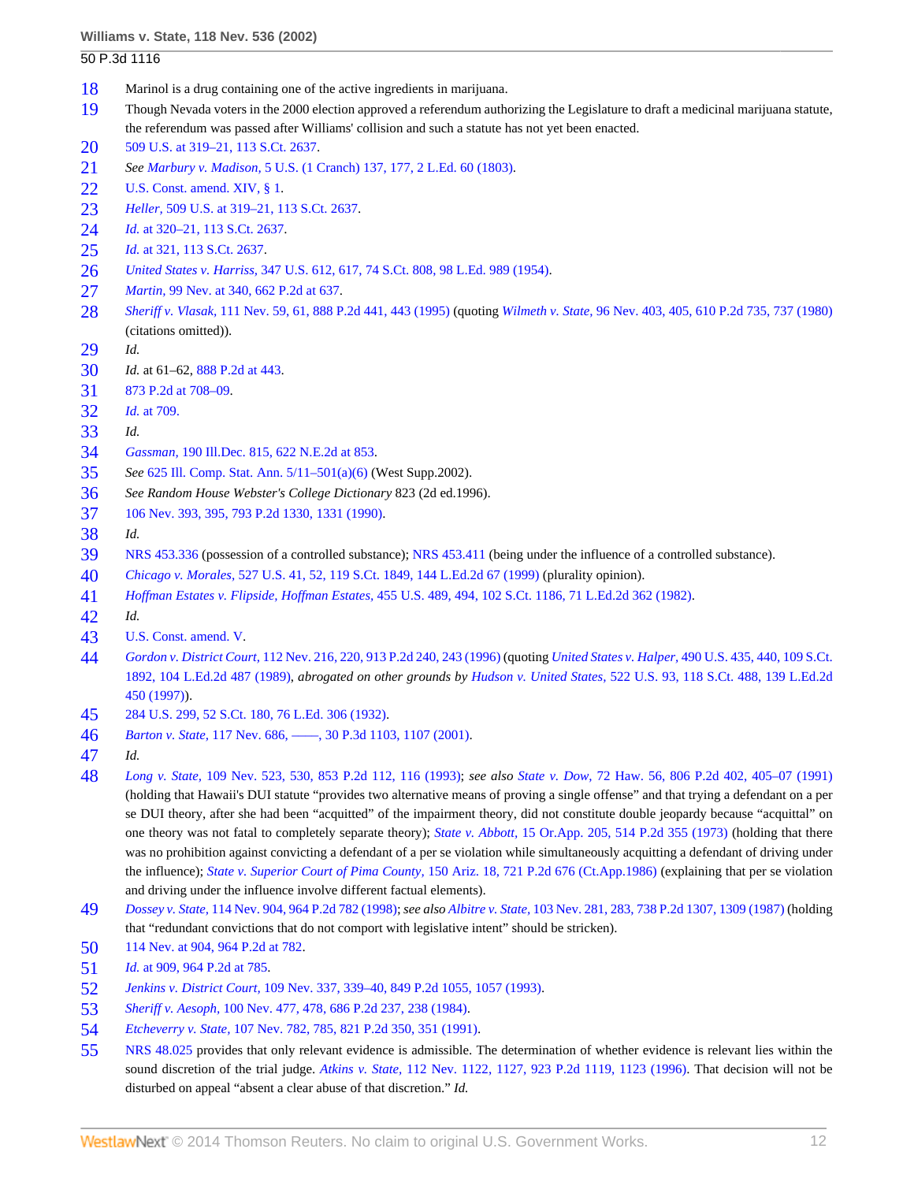18 Marinol is a drug containing one of the active ingredients in marijuana.

19 Though Nevada voters in the 2000 election approved a referendum authorizing the Legislature to draft a medicinal marijuana statute, the referendum was passed after Williams' collision and such a statute has not yet been enacted.

20 509 U.S. at 319–21, 113 S.Ct. 2637.

21 *See Marbury v. Madison,* 5 U.S. (1 Cranch) 137, 177, 2 L.Ed. 60 (1803).

22 U.S. Const. amend. XIV, § 1.

23 *Heller,* 509 U.S. at 319–21, 113 S.Ct. 2637.

24 *Id.* at 320–21, 113 S.Ct. 2637.

25 *Id.* at 321, 113 S.Ct. 2637.

26 *United States v. Harriss,* 347 U.S. 612, 617, 74 S.Ct. 808, 98 L.Ed. 989 (1954).

27 *Martin,* 99 Nev. at 340, 662 P.2d at 637.

28 *Sheriff v. Vlasak,* 111 Nev. 59, 61, 888 P.2d 441, 443 (1995) (quoting *Wilmeth v. State,* 96 Nev. 403, 405, 610 P.2d 735, 737 (1980) (citations omitted)).

29 *Id.*

30 *Id.* at 61–62, 888 P.2d at 443.

31 873 P.2d at 708–09.

32 *Id.* at 709.

33 *Id.*

34 *Gassman,* 190 Ill.Dec. 815, 622 N.E.2d at 853.

35 *See* 625 Ill. Comp. Stat. Ann. 5/11–501(a)(6) (West Supp.2002).

36 *See Random House Webster's College Dictionary* 823 (2d ed.1996).

37 106 Nev. 393, 395, 793 P.2d 1330, 1331 (1990).

38 *Id.*

39 NRS 453.336 (possession of a controlled substance); NRS 453.411 (being under the influence of a controlled substance).

40 *Chicago v. Morales,* 527 U.S. 41, 52, 119 S.Ct. 1849, 144 L.Ed.2d 67 (1999) (plurality opinion).

41 *Hoffman Estates v. Flipside, Hoffman Estates,* 455 U.S. 489, 494, 102 S.Ct. 1186, 71 L.Ed.2d 362 (1982).

42 *Id.*

43 U.S. Const. amend. V.

44 *Gordon v. District Court,* 112 Nev. 216, 220, 913 P.2d 240, 243 (1996) (quoting *United States v. Halper,* 490 U.S. 435, 440, 109 S.Ct. 1892, 104 L.Ed.2d 487 (1989), *abrogated on other grounds by Hudson v. United States,* 522 U.S. 93, 118 S.Ct. 488, 139 L.Ed.2d 450 (1997)).

45 284 U.S. 299, 52 S.Ct. 180, 76 L.Ed. 306 (1932).

46 *Barton v. State,* 117 Nev. 686, ––––, 30 P.3d 1103, 1107 (2001).

47 *Id.*

48 *Long v. State,* 109 Nev. 523, 530, 853 P.2d 112, 116 (1993); *see also State v. Dow,* 72 Haw. 56, 806 P.2d 402, 405–07 (1991) (holding that Hawaii's DUI statute "provides two alternative means of proving a single offense" and that trying a defendant on a per se DUI theory, after she had been "acquitted" of the impairment theory, did not constitute double jeopardy because "acquittal" on one theory was not fatal to completely separate theory); *State v. Abbott,* 15 Or.App. 205, 514 P.2d 355 (1973) (holding that there was no prohibition against convicting a defendant of a per se violation while simultaneously acquitting a defendant of driving under the influence); *State v. Superior Court of Pima County,* 150 Ariz. 18, 721 P.2d 676 (Ct.App.1986) (explaining that per se violation and driving under the influence involve different factual elements).

49 *Dossey v. State,* 114 Nev. 904, 964 P.2d 782 (1998); *see also Albitre v. State,* 103 Nev. 281, 283, 738 P.2d 1307, 1309 (1987) (holding that "redundant convictions that do not comport with legislative intent" should be stricken).

50 114 Nev. at 904, 964 P.2d at 782.

51 *Id.* at 909, 964 P.2d at 785.

52 *Jenkins v. District Court,* 109 Nev. 337, 339–40, 849 P.2d 1055, 1057 (1993).

53 *Sheriff v. Aesoph,* 100 Nev. 477, 478, 686 P.2d 237, 238 (1984).

54 *Etcheverry v. State,* 107 Nev. 782, 785, 821 P.2d 350, 351 (1991).

55 NRS 48.025 provides that only relevant evidence is admissible. The determination of whether evidence is relevant lies within the sound discretion of the trial judge. *Atkins v. State,* 112 Nev. 1122, 1127, 923 P.2d 1119, 1123 (1996). That decision will not be disturbed on appeal "absent a clear abuse of that discretion." *Id.*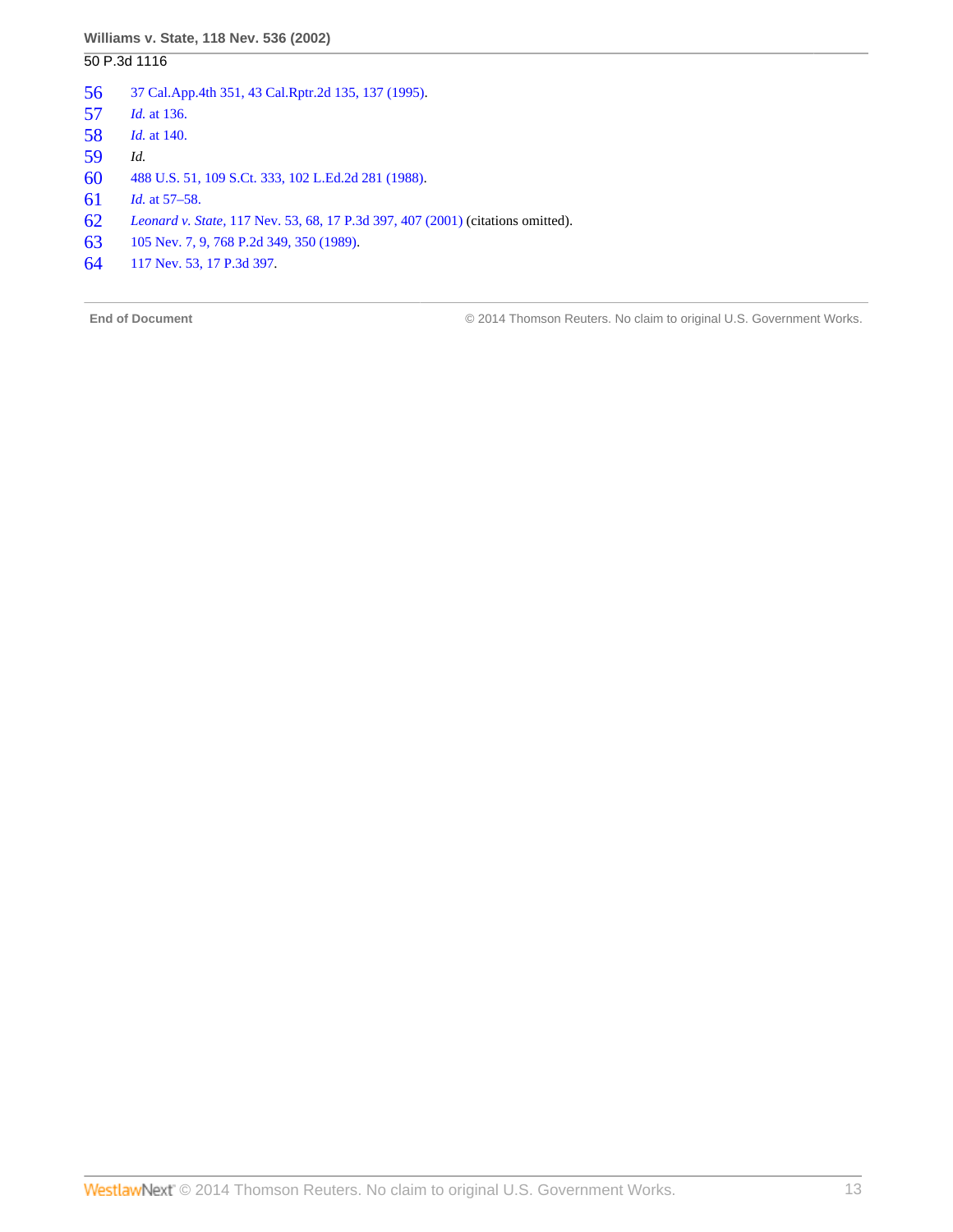56 37 Cal.App.4th 351, 43 Cal.Rptr.2d 135, 137 (1995).

57 *Id.* at 136.

58 *Id.* at 140.

59 *Id.*

60 488 U.S. 51, 109 S.Ct. 333, 102 L.Ed.2d 281 (1988).

61 *Id.* at 57–58.

62 *Leonard v. State,* 117 Nev. 53, 68, 17 P.3d 397, 407 (2001) (citations omitted).

63 105 Nev. 7, 9, 768 P.2d 349, 350 (1989).

64 117 Nev. 53, 17 P.3d 397.

**End of Document** © 2014 Thomson Reuters. No claim to original U.S. Government Works.